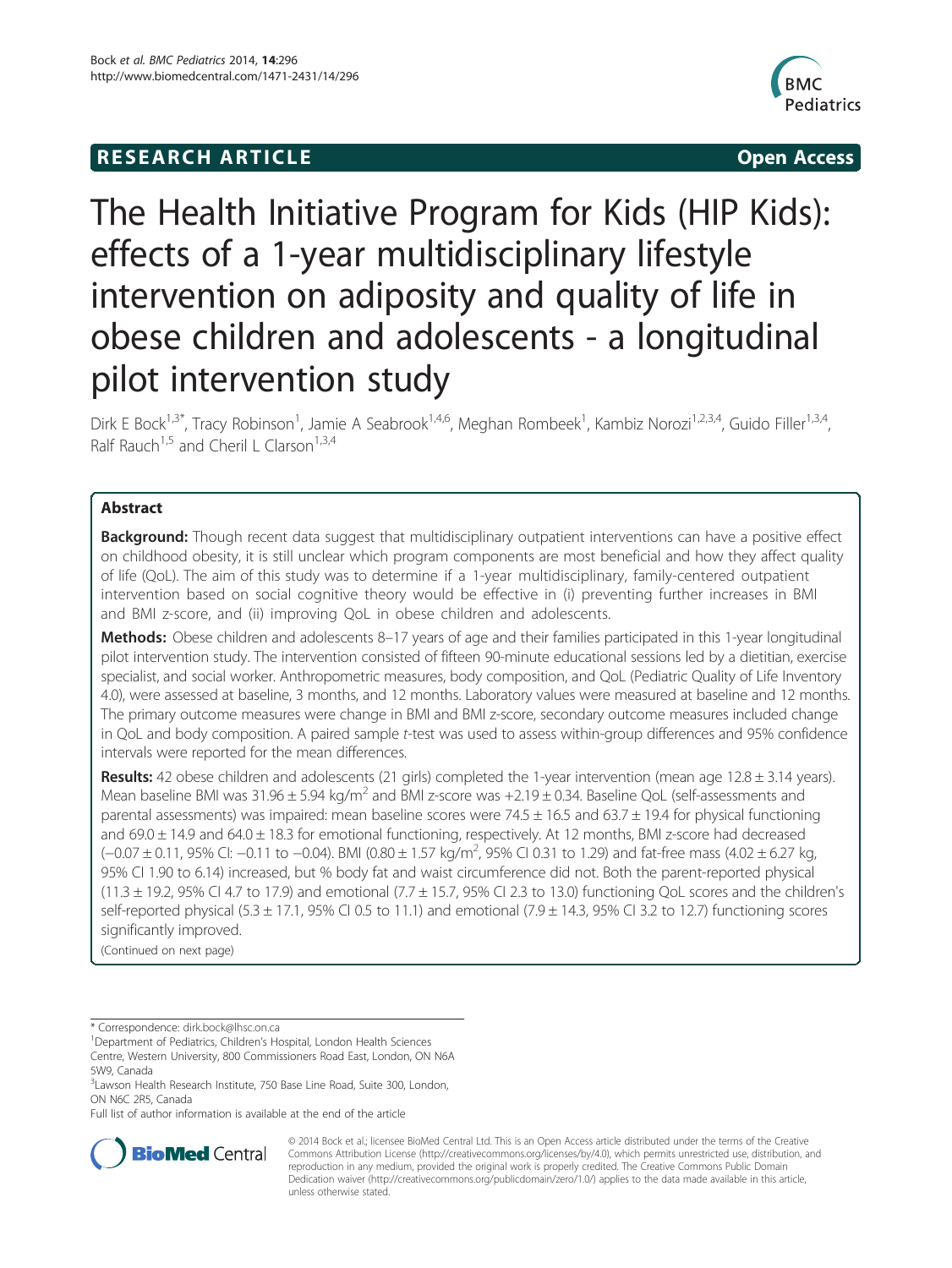RESEARCH ARTICLE Open Access

# The Health Initiative Program for Kids (HIP Kids): effects of a 1-year multidisciplinary lifestyle intervention on adiposity and quality of life in obese children and adolescents - a longitudinal pilot intervention study

Dirk E Bock[1,3*], Tracy Robinson[1], Jamie A Seabrook[1,4,6], Meghan Rombeek[1], Kambiz Norozi[1,2,3,4], Guido Filler[1,3,4], Ralf Rauch[1,5] and Cheril L Clarson[1,3,4]

## Abstract

**Background:** Though recent data suggest that multidisciplinary outpatient interventions can have a positive effect on childhood obesity, it is still unclear which program components are most beneficial and how they affect quality of life (QoL). The aim of this study was to determine if a 1-year multidisciplinary, family-centered outpatient intervention based on social cognitive theory would be effective in (i) preventing further increases in BMI and BMI z-score, and (ii) improving QoL in obese children and adolescents.

**Methods:** Obese children and adolescents 8–17 years of age and their families participated in this 1-year longitudinal pilot intervention study. The intervention consisted of fifteen 90-minute educational sessions led by a dietitian, exercise specialist, and social worker. Anthropometric measures, body composition, and QoL (Pediatric Quality of Life Inventory 4.0), were assessed at baseline, 3 months, and 12 months. Laboratory values were measured at baseline and 12 months. The primary outcome measures were change in BMI and BMI z-score, secondary outcome measures included change in QoL and body composition. A paired sample *t*-test was used to assess within-group differences and 95% confidence intervals were reported for the mean differences.

**Results:** 42 obese children and adolescents (21 girls) completed the 1-year intervention (mean age 12.8 ± 3.14 years). Mean baseline BMI was 31.96 ± 5.94 kg/m$^2$ and BMI z-score was +2.19 ± 0.34. Baseline QoL (self-assessments and parental assessments) was impaired: mean baseline scores were 74.5 ± 16.5 and 63.7 ± 19.4 for physical functioning and 69.0 ± 14.9 and 64.0 ± 18.3 for emotional functioning, respectively. At 12 months, BMI z-score had decreased (−0.07 ± 0.11, 95% CI: −0.11 to −0.04). BMI (0.80 ± 1.57 kg/m$^2$, 95% CI 0.31 to 1.29) and fat-free mass (4.02 ± 6.27 kg, 95% CI 1.90 to 6.14) increased, but % body fat and waist circumference did not. Both the parent-reported physical (11.3 ± 19.2, 95% CI 4.7 to 17.9) and emotional (7.7 ± 15.7, 95% CI 2.3 to 13.0) functioning QoL scores and the children's self-reported physical (5.3 ± 17.1, 95% CI 0.5 to 11.1) and emotional (7.9 ± 14.3, 95% CI 3.2 to 12.7) functioning scores significantly improved.

(Continued on next page)

---

\* Correspondence: dirk.bock@lhsc.on.ca

[1]Department of Pediatrics, Children's Hospital, London Health Sciences Centre, Western University, 800 Commissioners Road East, London, ON N6A 5W9, Canada

[3]Lawson Health Research Institute, 750 Base Line Road, Suite 300, London, ON N6C 2R5, Canada

Full list of author information is available at the end of the article

© 2014 Bock et al.; licensee BioMed Central Ltd. This is an Open Access article distributed under the terms of the Creative Commons Attribution License (http://creativecommons.org/licenses/by/4.0), which permits unrestricted use, distribution, and reproduction in any medium, provided the original work is properly credited. The Creative Commons Public Domain Dedication waiver (http://creativecommons.org/publicdomain/zero/1.0/) applies to the data made available in this article, unless otherwise stated.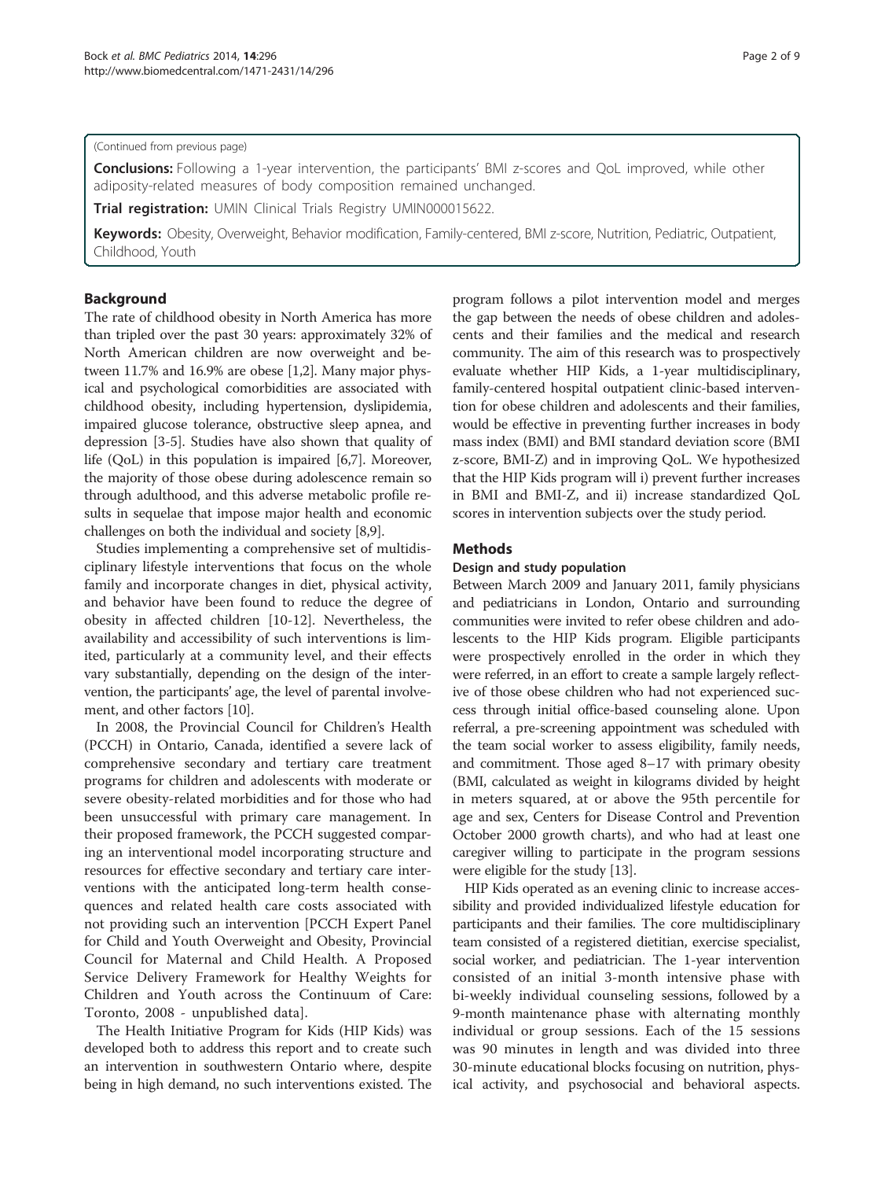(Continued from previous page)

**Conclusions:** Following a 1-year intervention, the participants' BMI z-scores and QoL improved, while other adiposity-related measures of body composition remained unchanged.

**Trial registration:** UMIN Clinical Trials Registry UMIN000015622.

**Keywords:** Obesity, Overweight, Behavior modification, Family-centered, BMI z-score, Nutrition, Pediatric, Outpatient, Childhood, Youth

## Background

The rate of childhood obesity in North America has more than tripled over the past 30 years: approximately 32% of North American children are now overweight and between 11.7% and 16.9% are obese [1,2]. Many major physical and psychological comorbidities are associated with childhood obesity, including hypertension, dyslipidemia, impaired glucose tolerance, obstructive sleep apnea, and depression [3-5]. Studies have also shown that quality of life (QoL) in this population is impaired [6,7]. Moreover, the majority of those obese during adolescence remain so through adulthood, and this adverse metabolic profile results in sequelae that impose major health and economic challenges on both the individual and society [8,9].

Studies implementing a comprehensive set of multidisciplinary lifestyle interventions that focus on the whole family and incorporate changes in diet, physical activity, and behavior have been found to reduce the degree of obesity in affected children [10-12]. Nevertheless, the availability and accessibility of such interventions is limited, particularly at a community level, and their effects vary substantially, depending on the design of the intervention, the participants' age, the level of parental involvement, and other factors [10].

In 2008, the Provincial Council for Children's Health (PCCH) in Ontario, Canada, identified a severe lack of comprehensive secondary and tertiary care treatment programs for children and adolescents with moderate or severe obesity-related morbidities and for those who had been unsuccessful with primary care management. In their proposed framework, the PCCH suggested comparing an interventional model incorporating structure and resources for effective secondary and tertiary care interventions with the anticipated long-term health consequences and related health care costs associated with not providing such an intervention [PCCH Expert Panel for Child and Youth Overweight and Obesity, Provincial Council for Maternal and Child Health. A Proposed Service Delivery Framework for Healthy Weights for Children and Youth across the Continuum of Care: Toronto, 2008 - unpublished data].

The Health Initiative Program for Kids (HIP Kids) was developed both to address this report and to create such an intervention in southwestern Ontario where, despite being in high demand, no such interventions existed. The program follows a pilot intervention model and merges the gap between the needs of obese children and adolescents and their families and the medical and research community. The aim of this research was to prospectively evaluate whether HIP Kids, a 1-year multidisciplinary, family-centered hospital outpatient clinic-based intervention for obese children and adolescents and their families, would be effective in preventing further increases in body mass index (BMI) and BMI standard deviation score (BMI z-score, BMI-Z) and in improving QoL. We hypothesized that the HIP Kids program will i) prevent further increases in BMI and BMI-Z, and ii) increase standardized QoL scores in intervention subjects over the study period.

## Methods

### Design and study population

Between March 2009 and January 2011, family physicians and pediatricians in London, Ontario and surrounding communities were invited to refer obese children and adolescents to the HIP Kids program. Eligible participants were prospectively enrolled in the order in which they were referred, in an effort to create a sample largely reflective of those obese children who had not experienced success through initial office-based counseling alone. Upon referral, a pre-screening appointment was scheduled with the team social worker to assess eligibility, family needs, and commitment. Those aged 8–17 with primary obesity (BMI, calculated as weight in kilograms divided by height in meters squared, at or above the 95th percentile for age and sex, Centers for Disease Control and Prevention October 2000 growth charts), and who had at least one caregiver willing to participate in the program sessions were eligible for the study [13].

HIP Kids operated as an evening clinic to increase accessibility and provided individualized lifestyle education for participants and their families. The core multidisciplinary team consisted of a registered dietitian, exercise specialist, social worker, and pediatrician. The 1-year intervention consisted of an initial 3-month intensive phase with bi-weekly individual counseling sessions, followed by a 9-month maintenance phase with alternating monthly individual or group sessions. Each of the 15 sessions was 90 minutes in length and was divided into three 30-minute educational blocks focusing on nutrition, physical activity, and psychosocial and behavioral aspects.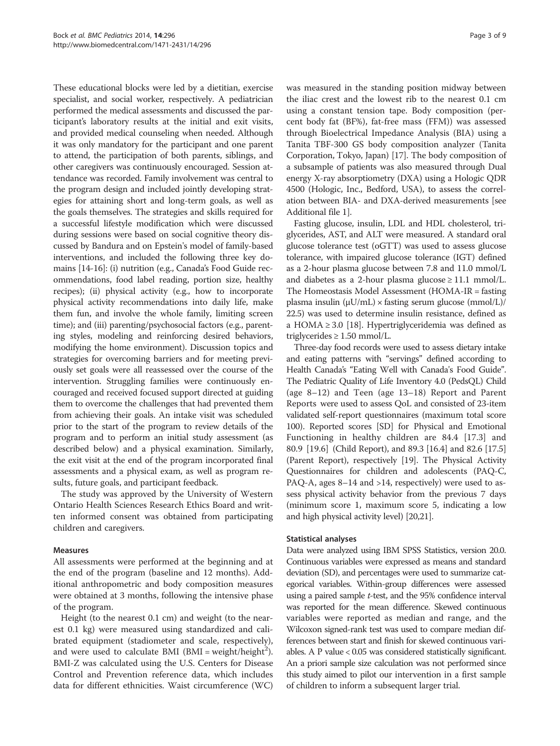These educational blocks were led by a dietitian, exercise specialist, and social worker, respectively. A pediatrician performed the medical assessments and discussed the participant's laboratory results at the initial and exit visits, and provided medical counseling when needed. Although it was only mandatory for the participant and one parent to attend, the participation of both parents, siblings, and other caregivers was continuously encouraged. Session attendance was recorded. Family involvement was central to the program design and included jointly developing strategies for attaining short and long-term goals, as well as the goals themselves. The strategies and skills required for a successful lifestyle modification which were discussed during sessions were based on social cognitive theory discussed by Bandura and on Epstein's model of family-based interventions, and included the following three key domains [14-16]: (i) nutrition (e.g., Canada's Food Guide recommendations, food label reading, portion size, healthy recipes); (ii) physical activity (e.g., how to incorporate physical activity recommendations into daily life, make them fun, and involve the whole family, limiting screen time); and (iii) parenting/psychosocial factors (e.g., parenting styles, modeling and reinforcing desired behaviors, modifying the home environment). Discussion topics and strategies for overcoming barriers and for meeting previously set goals were all reassessed over the course of the intervention. Struggling families were continuously encouraged and received focused support directed at guiding them to overcome the challenges that had prevented them from achieving their goals. An intake visit was scheduled prior to the start of the program to review details of the program and to perform an initial study assessment (as described below) and a physical examination. Similarly, the exit visit at the end of the program incorporated final assessments and a physical exam, as well as program results, future goals, and participant feedback.

The study was approved by the University of Western Ontario Health Sciences Research Ethics Board and written informed consent was obtained from participating children and caregivers.

### Measures

All assessments were performed at the beginning and at the end of the program (baseline and 12 months). Additional anthropometric and body composition measures were obtained at 3 months, following the intensive phase of the program.

Height (to the nearest 0.1 cm) and weight (to the nearest 0.1 kg) were measured using standardized and calibrated equipment (stadiometer and scale, respectively), and were used to calculate BMI ($BMI = weight/height^2$). BMI-Z was calculated using the U.S. Centers for Disease Control and Prevention reference data, which includes data for different ethnicities. Waist circumference (WC) was measured in the standing position midway between the iliac crest and the lowest rib to the nearest 0.1 cm using a constant tension tape. Body composition (percent body fat (BF%), fat-free mass (FFM)) was assessed through Bioelectrical Impedance Analysis (BIA) using a Tanita TBF-300 GS body composition analyzer (Tanita Corporation, Tokyo, Japan) [17]. The body composition of a subsample of patients was also measured through Dual energy X-ray absorptiometry (DXA) using a Hologic QDR 4500 (Hologic, Inc., Bedford, USA), to assess the correlation between BIA- and DXA-derived measurements [see Additional file 1].

Fasting glucose, insulin, LDL and HDL cholesterol, triglycerides, AST, and ALT were measured. A standard oral glucose tolerance test (oGTT) was used to assess glucose tolerance, with impaired glucose tolerance (IGT) defined as a 2-hour plasma glucose between 7.8 and 11.0 mmol/L and diabetes as a 2-hour plasma glucose ≥ 11.1 mmol/L. The Homeostasis Model Assessment (HOMA-IR = fasting plasma insulin (μU/mL) × fasting serum glucose (mmol/L)/22.5) was used to determine insulin resistance, defined as a HOMA ≥ 3.0 [18]. Hypertriglyceridemia was defined as triglycerides ≥ 1.50 mmol/L.

Three-day food records were used to assess dietary intake and eating patterns with "servings" defined according to Health Canada's "Eating Well with Canada's Food Guide". The Pediatric Quality of Life Inventory 4.0 (PedsQL) Child (age 8–12) and Teen (age 13–18) Report and Parent Reports were used to assess QoL and consisted of 23-item validated self-report questionnaires (maximum total score 100). Reported scores [SD] for Physical and Emotional Functioning in healthy children are 84.4 [17.3] and 80.9 [19.6] (Child Report), and 89.3 [16.4] and 82.6 [17.5] (Parent Report), respectively [19]. The Physical Activity Questionnaires for children and adolescents (PAQ-C, PAQ-A, ages 8–14 and >14, respectively) were used to assess physical activity behavior from the previous 7 days (minimum score 1, maximum score 5, indicating a low and high physical activity level) [20,21].

### Statistical analyses

Data were analyzed using IBM SPSS Statistics, version 20.0. Continuous variables were expressed as means and standard deviation (SD), and percentages were used to summarize categorical variables. Within-group differences were assessed using a paired sample *t*-test, and the 95% confidence interval was reported for the mean difference. Skewed continuous variables were reported as median and range, and the Wilcoxon signed-rank test was used to compare median differences between start and finish for skewed continuous variables. A P value < 0.05 was considered statistically significant. An a priori sample size calculation was not performed since this study aimed to pilot our intervention in a first sample of children to inform a subsequent larger trial.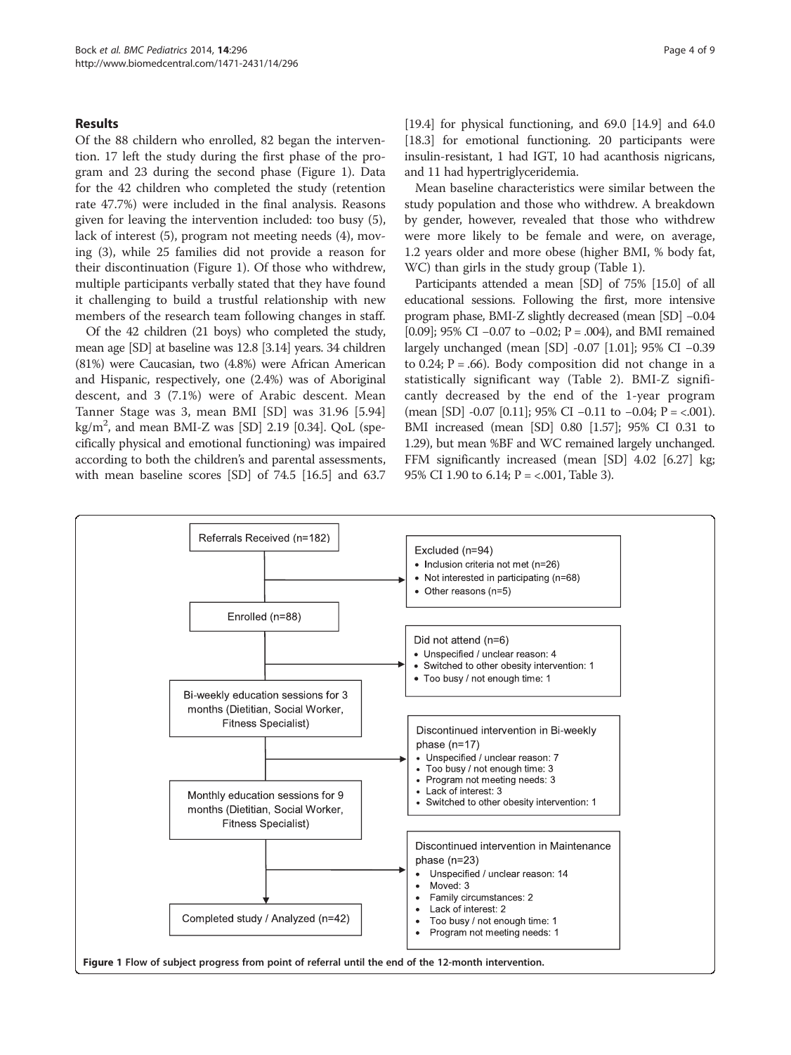## Results

Of the 88 childern who enrolled, 82 began the intervention. 17 left the study during the first phase of the program and 23 during the second phase (Figure 1). Data for the 42 children who completed the study (retention rate 47.7%) were included in the final analysis. Reasons given for leaving the intervention included: too busy (5), lack of interest (5), program not meeting needs (4), moving (3), while 25 families did not provide a reason for their discontinuation (Figure 1). Of those who withdrew, multiple participants verbally stated that they have found it challenging to build a trustful relationship with new members of the research team following changes in staff.

Of the 42 children (21 boys) who completed the study, mean age [SD] at baseline was 12.8 [3.14] years. 34 children (81%) were Caucasian, two (4.8%) were African American and Hispanic, respectively, one (2.4%) was of Aboriginal descent, and 3 (7.1%) were of Arabic descent. Mean Tanner Stage was 3, mean BMI [SD] was 31.96 [5.94] kg/$m^2$, and mean BMI-Z was [SD] 2.19 [0.34]. QoL (specifically physical and emotional functioning) was impaired according to both the children's and parental assessments, with mean baseline scores [SD] of 74.5 [16.5] and 63.7 [19.4] for physical functioning, and 69.0 [14.9] and 64.0 [18.3] for emotional functioning. 20 participants were insulin-resistant, 1 had IGT, 10 had acanthosis nigricans, and 11 had hypertriglyceridemia.

Mean baseline characteristics were similar between the study population and those who withdrew. A breakdown by gender, however, revealed that those who withdrew were more likely to be female and were, on average, 1.2 years older and more obese (higher BMI, % body fat, WC) than girls in the study group (Table 1).

Participants attended a mean [SD] of 75% [15.0] of all educational sessions. Following the first, more intensive program phase, BMI-Z slightly decreased (mean [SD] −0.04 [0.09]; 95% CI −0.07 to −0.02; P = .004), and BMI remained largely unchanged (mean [SD] -0.07 [1.01]; 95% CI −0.39 to 0.24; P = .66). Body composition did not change in a statistically significant way (Table 2). BMI-Z significantly decreased by the end of the 1-year program (mean [SD] -0.07 [0.11]; 95% CI −0.11 to −0.04; P = <.001). BMI increased (mean [SD] 0.80 [1.57]; 95% CI 0.31 to 1.29), but mean %BF and WC remained largely unchanged. FFM significantly increased (mean [SD] 4.02 [6.27] kg; 95% CI 1.90 to 6.14; P = <.001, Table 3).

- Referrals Received (n=182)
  - Excluded (n=94)
    - Inclusion criteria not met (n=26)
    - Not interested in participating (n=68)
    - Other reasons (n=5)
- Enrolled (n=88)
  - Did not attend (n=6)
    - Unspecified / unclear reason: 4
    - Switched to other obesity intervention: 1
    - Too busy / not enough time: 1
- Bi-weekly education sessions for 3 months (Dietitian, Social Worker, Fitness Specialist)
  - Discontinued intervention in Bi-weekly phase (n=17)
    - Unspecified / unclear reason: 7
    - Too busy / not enough time: 3
    - Program not meeting needs: 3
    - Lack of interest: 3
    - Switched to other obesity intervention: 1
- Monthly education sessions for 9 months (Dietitian, Social Worker, Fitness Specialist)
  - Discontinued intervention in Maintenance phase (n=23)
    - Unspecified / unclear reason: 14
    - Moved: 3
    - Family circumstances: 2
    - Lack of interest: 2
    - Too busy / not enough time: 1
    - Program not meeting needs: 1
- Completed study / Analyzed (n=42)

**Figure 1** Flow of subject progress from point of referral until the end of the 12-month intervention.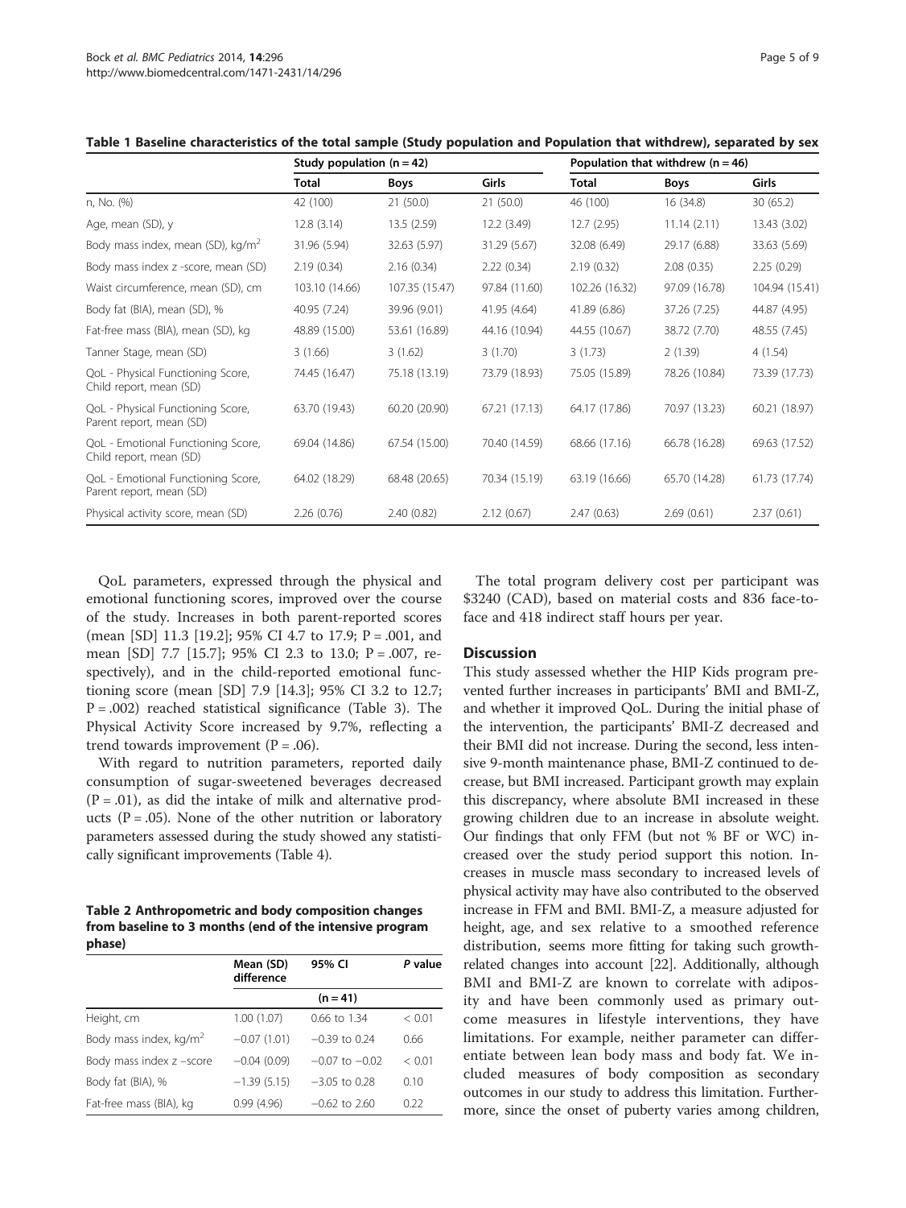**Table 1 Baseline characteristics of the total sample (Study population and Population that withdrew), separated by sex**

| | Study population (n = 42) | | | Population that withdrew (n = 46) | | |
|---|---|---|---|---|---|---|
| | Total | Boys | Girls | Total | Boys | Girls |
| n, No. (%) | 42 (100) | 21 (50.0) | 21 (50.0) | 46 (100) | 16 (34.8) | 30 (65.2) |
| Age, mean (SD), y | 12.8 (3.14) | 13.5 (2.59) | 12.2 (3.49) | 12.7 (2.95) | 11.14 (2.11) | 13.43 (3.02) |
| Body mass index, mean (SD), kg/m$^2$ | 31.96 (5.94) | 32.63 (5.97) | 31.29 (5.67) | 32.08 (6.49) | 29.17 (6.88) | 33.63 (5.69) |
| Body mass index z -score, mean (SD) | 2.19 (0.34) | 2.16 (0.34) | 2.22 (0.34) | 2.19 (0.32) | 2.08 (0.35) | 2.25 (0.29) |
| Waist circumference, mean (SD), cm | 103.10 (14.66) | 107.35 (15.47) | 97.84 (11.60) | 102.26 (16.32) | 97.09 (16.78) | 104.94 (15.41) |
| Body fat (BIA), mean (SD), % | 40.95 (7.24) | 39.96 (9.01) | 41.95 (4.64) | 41.89 (6.86) | 37.26 (7.25) | 44.87 (4.95) |
| Fat-free mass (BIA), mean (SD), kg | 48.89 (15.00) | 53.61 (16.89) | 44.16 (10.94) | 44.55 (10.67) | 38.72 (7.70) | 48.55 (7.45) |
| Tanner Stage, mean (SD) | 3 (1.66) | 3 (1.62) | 3 (1.70) | 3 (1.73) | 2 (1.39) | 4 (1.54) |
| QoL - Physical Functioning Score, Child report, mean (SD) | 74.45 (16.47) | 75.18 (13.19) | 73.79 (18.93) | 75.05 (15.89) | 78.26 (10.84) | 73.39 (17.73) |
| QoL - Physical Functioning Score, Parent report, mean (SD) | 63.70 (19.43) | 60.20 (20.90) | 67.21 (17.13) | 64.17 (17.86) | 70.97 (13.23) | 60.21 (18.97) |
| QoL - Emotional Functioning Score, Child report, mean (SD) | 69.04 (14.86) | 67.54 (15.00) | 70.40 (14.59) | 68.66 (17.16) | 66.78 (16.28) | 69.63 (17.52) |
| QoL - Emotional Functioning Score, Parent report, mean (SD) | 64.02 (18.29) | 68.48 (20.65) | 70.34 (15.19) | 63.19 (16.66) | 65.70 (14.28) | 61.73 (17.74) |
| Physical activity score, mean (SD) | 2.26 (0.76) | 2.40 (0.82) | 2.12 (0.67) | 2.47 (0.63) | 2.69 (0.61) | 2.37 (0.61) |

QoL parameters, expressed through the physical and emotional functioning scores, improved over the course of the study. Increases in both parent-reported scores (mean [SD] 11.3 [19.2]; 95% CI 4.7 to 17.9; P = .001, and mean [SD] 7.7 [15.7]; 95% CI 2.3 to 13.0; P = .007, respectively), and in the child-reported emotional functioning score (mean [SD] 7.9 [14.3]; 95% CI 3.2 to 12.7; P = .002) reached statistical significance (Table 3). The Physical Activity Score increased by 9.7%, reflecting a trend towards improvement (P = .06).

With regard to nutrition parameters, reported daily consumption of sugar-sweetened beverages decreased (P = .01), as did the intake of milk and alternative products (P = .05). None of the other nutrition or laboratory parameters assessed during the study showed any statistically significant improvements (Table 4).

**Table 2 Anthropometric and body composition changes from baseline to 3 months (end of the intensive program phase)**

| | Mean (SD) difference | 95% CI | *P* value |
|---|---|---|---|
| | | (n = 41) | |
| Height, cm | 1.00 (1.07) | 0.66 to 1.34 | < 0.01 |
| Body mass index, kg/m$^2$ | −0.07 (1.01) | −0.39 to 0.24 | 0.66 |
| Body mass index z –score | −0.04 (0.09) | −0.07 to −0.02 | < 0.01 |
| Body fat (BIA), % | −1.39 (5.15) | −3.05 to 0.28 | 0.10 |
| Fat-free mass (BIA), kg | 0.99 (4.96) | −0.62 to 2.60 | 0.22 |

The total program delivery cost per participant was $3240 (CAD), based on material costs and 836 face-to-face and 418 indirect staff hours per year.

## Discussion

This study assessed whether the HIP Kids program prevented further increases in participants' BMI and BMI-Z, and whether it improved QoL. During the initial phase of the intervention, the participants' BMI-Z decreased and their BMI did not increase. During the second, less intensive 9-month maintenance phase, BMI-Z continued to decrease, but BMI increased. Participant growth may explain this discrepancy, where absolute BMI increased in these growing children due to an increase in absolute weight. Our findings that only FFM (but not % BF or WC) increased over the study period support this notion. Increases in muscle mass secondary to increased levels of physical activity may have also contributed to the observed increase in FFM and BMI. BMI-Z, a measure adjusted for height, age, and sex relative to a smoothed reference distribution, seems more fitting for taking such growth-related changes into account [22]. Additionally, although BMI and BMI-Z are known to correlate with adiposity and have been commonly used as primary outcome measures in lifestyle interventions, they have limitations. For example, neither parameter can differentiate between lean body mass and body fat. We included measures of body composition as secondary outcomes in our study to address this limitation. Furthermore, since the onset of puberty varies among children,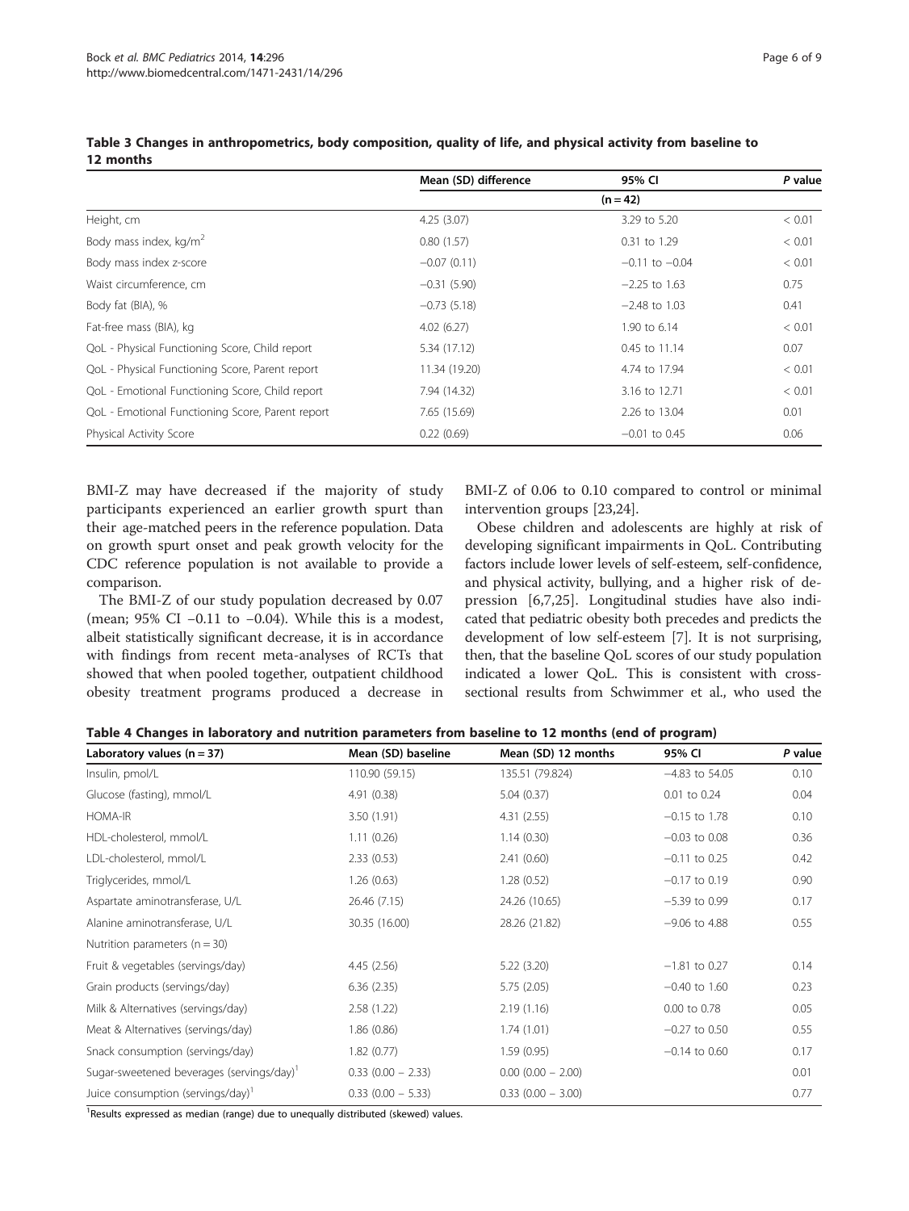**Table 3 Changes in anthropometrics, body composition, quality of life, and physical activity from baseline to 12 months**

| | Mean (SD) difference | 95% CI | *P* value |
|---|---|---|---|
| | | (n = 42) | |
| Height, cm | 4.25 (3.07) | 3.29 to 5.20 | < 0.01 |
| Body mass index, kg/m$^2$ | 0.80 (1.57) | 0.31 to 1.29 | < 0.01 |
| Body mass index z-score | −0.07 (0.11) | −0.11 to −0.04 | < 0.01 |
| Waist circumference, cm | −0.31 (5.90) | −2.25 to 1.63 | 0.75 |
| Body fat (BIA), % | −0.73 (5.18) | −2.48 to 1.03 | 0.41 |
| Fat-free mass (BIA), kg | 4.02 (6.27) | 1.90 to 6.14 | < 0.01 |
| QoL - Physical Functioning Score, Child report | 5.34 (17.12) | 0.45 to 11.14 | 0.07 |
| QoL - Physical Functioning Score, Parent report | 11.34 (19.20) | 4.74 to 17.94 | < 0.01 |
| QoL - Emotional Functioning Score, Child report | 7.94 (14.32) | 3.16 to 12.71 | < 0.01 |
| QoL - Emotional Functioning Score, Parent report | 7.65 (15.69) | 2.26 to 13.04 | 0.01 |
| Physical Activity Score | 0.22 (0.69) | −0.01 to 0.45 | 0.06 |

BMI-Z may have decreased if the majority of study participants experienced an earlier growth spurt than their age-matched peers in the reference population. Data on growth spurt onset and peak growth velocity for the CDC reference population is not available to provide a comparison.

The BMI-Z of our study population decreased by 0.07 (mean; 95% CI −0.11 to −0.04). While this is a modest, albeit statistically significant decrease, it is in accordance with findings from recent meta-analyses of RCTs that showed that when pooled together, outpatient childhood obesity treatment programs produced a decrease in BMI-Z of 0.06 to 0.10 compared to control or minimal intervention groups [23,24].

Obese children and adolescents are highly at risk of developing significant impairments in QoL. Contributing factors include lower levels of self-esteem, self-confidence, and physical activity, bullying, and a higher risk of depression [6,7,25]. Longitudinal studies have also indicated that pediatric obesity both precedes and predicts the development of low self-esteem [7]. It is not surprising, then, that the baseline QoL scores of our study population indicated a lower QoL. This is consistent with cross-sectional results from Schwimmer et al., who used the

**Table 4 Changes in laboratory and nutrition parameters from baseline to 12 months (end of program)**

| Laboratory values (n = 37) | Mean (SD) baseline | Mean (SD) 12 months | 95% CI | *P* value |
|---|---|---|---|---|
| Insulin, pmol/L | 110.90 (59.15) | 135.51 (79.824) | −4.83 to 54.05 | 0.10 |
| Glucose (fasting), mmol/L | 4.91 (0.38) | 5.04 (0.37) | 0.01 to 0.24 | 0.04 |
| HOMA-IR | 3.50 (1.91) | 4.31 (2.55) | −0.15 to 1.78 | 0.10 |
| HDL-cholesterol, mmol/L | 1.11 (0.26) | 1.14 (0.30) | −0.03 to 0.08 | 0.36 |
| LDL-cholesterol, mmol/L | 2.33 (0.53) | 2.41 (0.60) | −0.11 to 0.25 | 0.42 |
| Triglycerides, mmol/L | 1.26 (0.63) | 1.28 (0.52) | −0.17 to 0.19 | 0.90 |
| Aspartate aminotransferase, U/L | 26.46 (7.15) | 24.26 (10.65) | −5.39 to 0.99 | 0.17 |
| Alanine aminotransferase, U/L | 30.35 (16.00) | 28.26 (21.82) | −9.06 to 4.88 | 0.55 |
| Nutrition parameters (n = 30) | | | | |
| Fruit & vegetables (servings/day) | 4.45 (2.56) | 5.22 (3.20) | −1.81 to 0.27 | 0.14 |
| Grain products (servings/day) | 6.36 (2.35) | 5.75 (2.05) | −0.40 to 1.60 | 0.23 |
| Milk & Alternatives (servings/day) | 2.58 (1.22) | 2.19 (1.16) | 0.00 to 0.78 | 0.05 |
| Meat & Alternatives (servings/day) | 1.86 (0.86) | 1.74 (1.01) | −0.27 to 0.50 | 0.55 |
| Snack consumption (servings/day) | 1.82 (0.77) | 1.59 (0.95) | −0.14 to 0.60 | 0.17 |
| Sugar-sweetened beverages (servings/day)[1] | 0.33 (0.00 – 2.33) | 0.00 (0.00 – 2.00) | | 0.01 |
| Juice consumption (servings/day)[1] | 0.33 (0.00 – 5.33) | 0.33 (0.00 – 3.00) | | 0.77 |

[1]Results expressed as median (range) due to unequally distributed (skewed) values.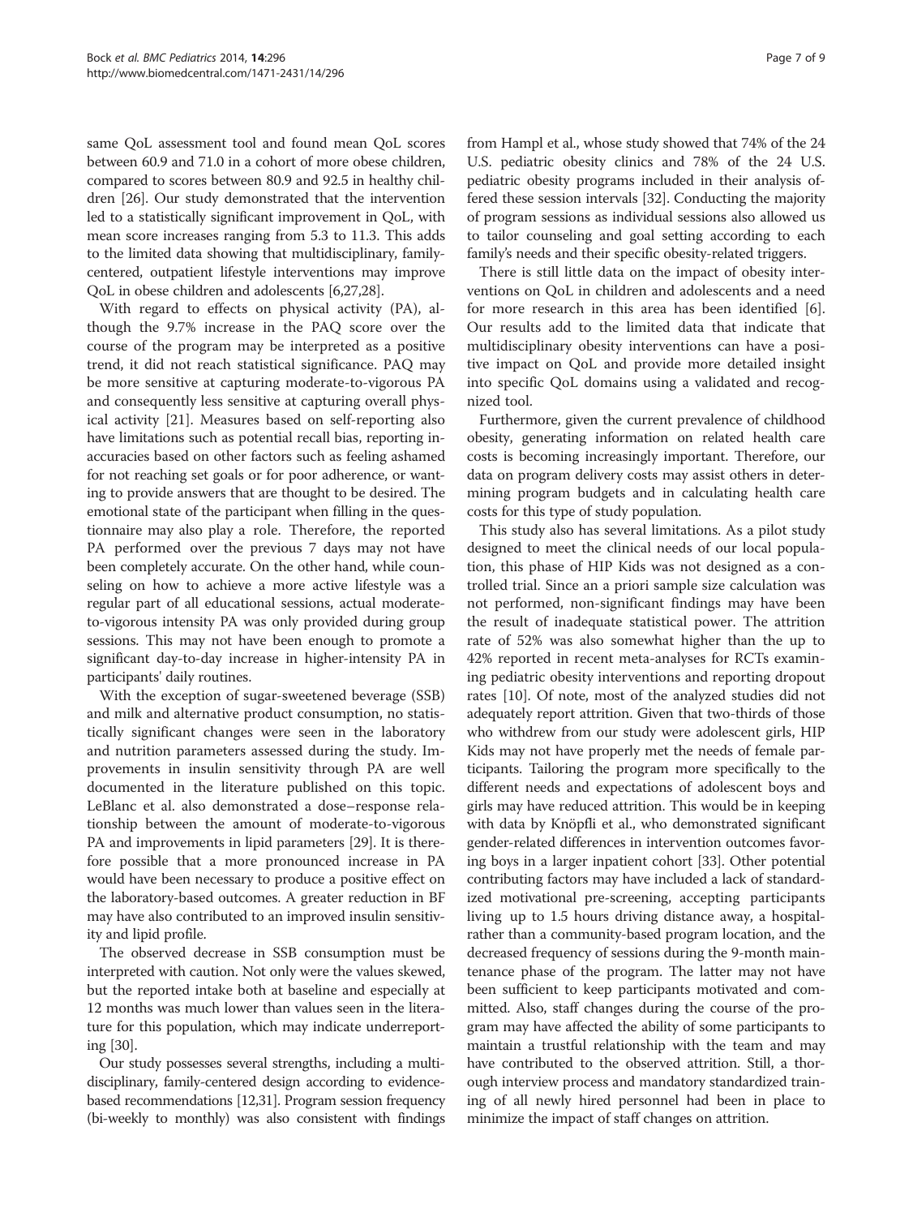same QoL assessment tool and found mean QoL scores between 60.9 and 71.0 in a cohort of more obese children, compared to scores between 80.9 and 92.5 in healthy children [26]. Our study demonstrated that the intervention led to a statistically significant improvement in QoL, with mean score increases ranging from 5.3 to 11.3. This adds to the limited data showing that multidisciplinary, family-centered, outpatient lifestyle interventions may improve QoL in obese children and adolescents [6,27,28].

With regard to effects on physical activity (PA), although the 9.7% increase in the PAQ score over the course of the program may be interpreted as a positive trend, it did not reach statistical significance. PAQ may be more sensitive at capturing moderate-to-vigorous PA and consequently less sensitive at capturing overall physical activity [21]. Measures based on self-reporting also have limitations such as potential recall bias, reporting inaccuracies based on other factors such as feeling ashamed for not reaching set goals or for poor adherence, or wanting to provide answers that are thought to be desired. The emotional state of the participant when filling in the questionnaire may also play a role. Therefore, the reported PA performed over the previous 7 days may not have been completely accurate. On the other hand, while counseling on how to achieve a more active lifestyle was a regular part of all educational sessions, actual moderate-to-vigorous intensity PA was only provided during group sessions. This may not have been enough to promote a significant day-to-day increase in higher-intensity PA in participants' daily routines.

With the exception of sugar-sweetened beverage (SSB) and milk and alternative product consumption, no statistically significant changes were seen in the laboratory and nutrition parameters assessed during the study. Improvements in insulin sensitivity through PA are well documented in the literature published on this topic. LeBlanc et al. also demonstrated a dose–response relationship between the amount of moderate-to-vigorous PA and improvements in lipid parameters [29]. It is therefore possible that a more pronounced increase in PA would have been necessary to produce a positive effect on the laboratory-based outcomes. A greater reduction in BF may have also contributed to an improved insulin sensitivity and lipid profile.

The observed decrease in SSB consumption must be interpreted with caution. Not only were the values skewed, but the reported intake both at baseline and especially at 12 months was much lower than values seen in the literature for this population, which may indicate underreporting [30].

Our study possesses several strengths, including a multidisciplinary, family-centered design according to evidence-based recommendations [12,31]. Program session frequency (bi-weekly to monthly) was also consistent with findings from Hampl et al., whose study showed that 74% of the 24 U.S. pediatric obesity clinics and 78% of the 24 U.S. pediatric obesity programs included in their analysis offered these session intervals [32]. Conducting the majority of program sessions as individual sessions also allowed us to tailor counseling and goal setting according to each family's needs and their specific obesity-related triggers.

There is still little data on the impact of obesity interventions on QoL in children and adolescents and a need for more research in this area has been identified [6]. Our results add to the limited data that indicate that multidisciplinary obesity interventions can have a positive impact on QoL and provide more detailed insight into specific QoL domains using a validated and recognized tool.

Furthermore, given the current prevalence of childhood obesity, generating information on related health care costs is becoming increasingly important. Therefore, our data on program delivery costs may assist others in determining program budgets and in calculating health care costs for this type of study population.

This study also has several limitations. As a pilot study designed to meet the clinical needs of our local population, this phase of HIP Kids was not designed as a controlled trial. Since an a priori sample size calculation was not performed, non-significant findings may have been the result of inadequate statistical power. The attrition rate of 52% was also somewhat higher than the up to 42% reported in recent meta-analyses for RCTs examining pediatric obesity interventions and reporting dropout rates [10]. Of note, most of the analyzed studies did not adequately report attrition. Given that two-thirds of those who withdrew from our study were adolescent girls, HIP Kids may not have properly met the needs of female participants. Tailoring the program more specifically to the different needs and expectations of adolescent boys and girls may have reduced attrition. This would be in keeping with data by Knöpfli et al., who demonstrated significant gender-related differences in intervention outcomes favoring boys in a larger inpatient cohort [33]. Other potential contributing factors may have included a lack of standardized motivational pre-screening, accepting participants living up to 1.5 hours driving distance away, a hospital-rather than a community-based program location, and the decreased frequency of sessions during the 9-month maintenance phase of the program. The latter may not have been sufficient to keep participants motivated and committed. Also, staff changes during the course of the program may have affected the ability of some participants to maintain a trustful relationship with the team and may have contributed to the observed attrition. Still, a thorough interview process and mandatory standardized training of all newly hired personnel had been in place to minimize the impact of staff changes on attrition.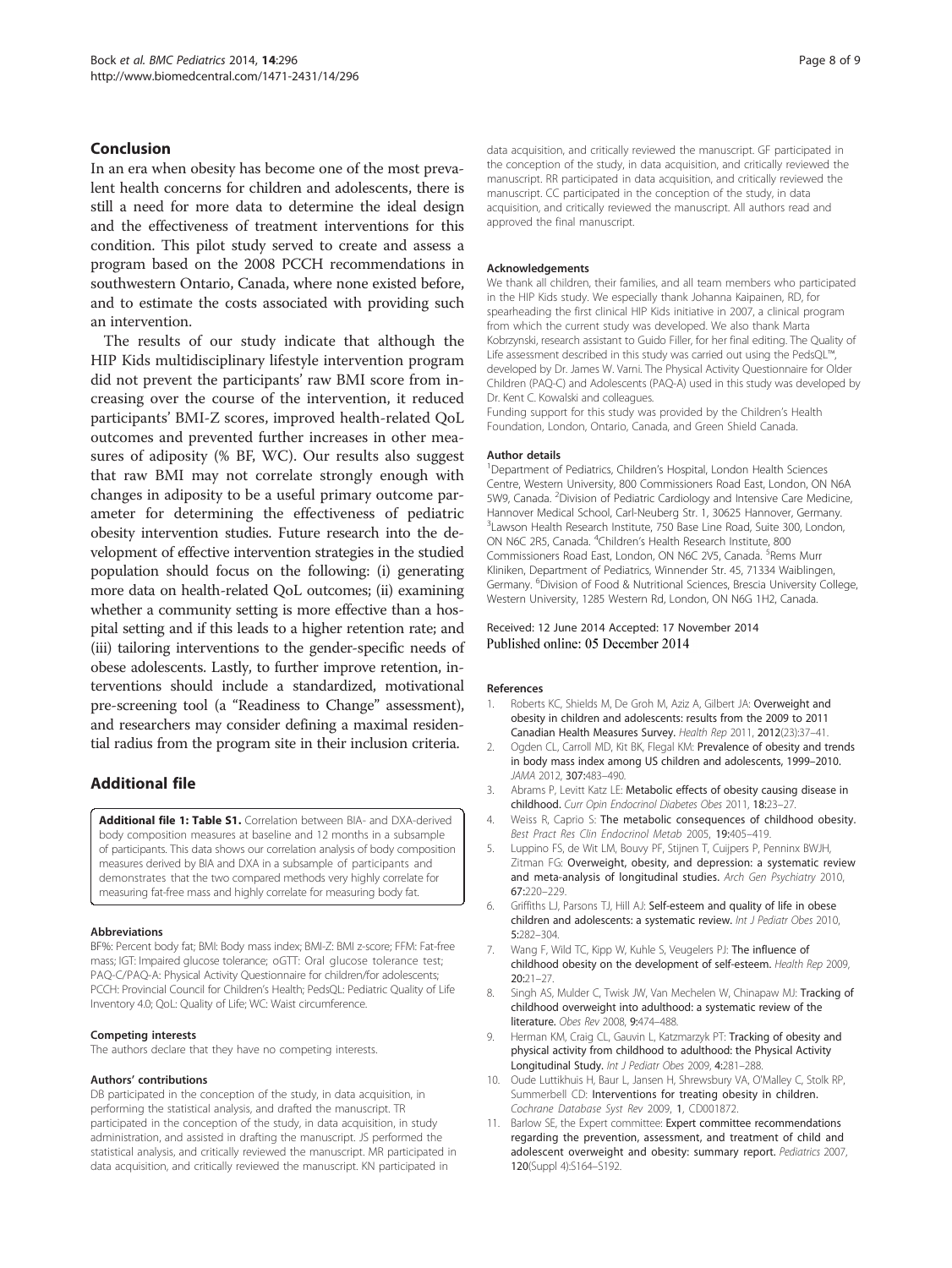## Conclusion

In an era when obesity has become one of the most prevalent health concerns for children and adolescents, there is still a need for more data to determine the ideal design and the effectiveness of treatment interventions for this condition. This pilot study served to create and assess a program based on the 2008 PCCH recommendations in southwestern Ontario, Canada, where none existed before, and to estimate the costs associated with providing such an intervention.

The results of our study indicate that although the HIP Kids multidisciplinary lifestyle intervention program did not prevent the participants' raw BMI score from increasing over the course of the intervention, it reduced participants' BMI-Z scores, improved health-related QoL outcomes and prevented further increases in other measures of adiposity (% BF, WC). Our results also suggest that raw BMI may not correlate strongly enough with changes in adiposity to be a useful primary outcome parameter for determining the effectiveness of pediatric obesity intervention studies. Future research into the development of effective intervention strategies in the studied population should focus on the following: (i) generating more data on health-related QoL outcomes; (ii) examining whether a community setting is more effective than a hospital setting and if this leads to a higher retention rate; and (iii) tailoring interventions to the gender-specific needs of obese adolescents. Lastly, to further improve retention, interventions should include a standardized, motivational pre-screening tool (a "Readiness to Change" assessment), and researchers may consider defining a maximal residential radius from the program site in their inclusion criteria.

## Additional file

**Additional file 1: Table S1.** Correlation between BIA- and DXA-derived body composition measures at baseline and 12 months in a subsample of participants. This data shows our correlation analysis of body composition measures derived by BIA and DXA in a subsample of participants and demonstrates that the two compared methods very highly correlate for measuring fat-free mass and highly correlate for measuring body fat.

#### Abbreviations

BF%: Percent body fat; BMI: Body mass index; BMI-Z: BMI z-score; FFM: Fat-free mass; IGT: Impaired glucose tolerance; oGTT: Oral glucose tolerance test; PAQ-C/PAQ-A: Physical Activity Questionnaire for children/for adolescents; PCCH: Provincial Council for Children's Health; PedsQL: Pediatric Quality of Life Inventory 4.0; QoL: Quality of Life; WC: Waist circumference.

#### Competing interests

The authors declare that they have no competing interests.

#### Authors' contributions

DB participated in the conception of the study, in data acquisition, in performing the statistical analysis, and drafted the manuscript. TR participated in the conception of the study, in data acquisition, in study administration, and assisted in drafting the manuscript. JS performed the statistical analysis, and critically reviewed the manuscript. MR participated in data acquisition, and critically reviewed the manuscript. KN participated in data acquisition, and critically reviewed the manuscript. GF participated in the conception of the study, in data acquisition, and critically reviewed the manuscript. RR participated in data acquisition, and critically reviewed the manuscript. CC participated in the conception of the study, in data acquisition, and critically reviewed the manuscript. All authors read and approved the final manuscript.

#### Acknowledgements

We thank all children, their families, and all team members who participated in the HIP Kids study. We especially thank Johanna Kaipainen, RD, for spearheading the first clinical HIP Kids initiative in 2007, a clinical program from which the current study was developed. We also thank Marta Kobrzynski, research assistant to Guido Filler, for her final editing. The Quality of Life assessment described in this study was carried out using the PedsQL™, developed by Dr. James W. Varni. The Physical Activity Questionnaire for Older Children (PAQ-C) and Adolescents (PAQ-A) used in this study was developed by Dr. Kent C. Kowalski and colleagues.

Funding support for this study was provided by the Children's Health Foundation, London, Ontario, Canada, and Green Shield Canada.

#### Author details

[1]Department of Pediatrics, Children's Hospital, London Health Sciences Centre, Western University, 800 Commissioners Road East, London, ON N6A 5W9, Canada. [2]Division of Pediatric Cardiology and Intensive Care Medicine, Hannover Medical School, Carl-Neuberg Str. 1, 30625 Hannover, Germany. [3]Lawson Health Research Institute, 750 Base Line Road, Suite 300, London, ON N6C 2R5, Canada. [4]Children's Health Research Institute, 800 Commissioners Road East, London, ON N6C 2V5, Canada. [5]Rems Murr Kliniken, Department of Pediatrics, Winnender Str. 45, 71334 Waiblingen, Germany. [6]Division of Food & Nutritional Sciences, Brescia University College, Western University, 1285 Western Rd, London, ON N6G 1H2, Canada.

Received: 12 June 2014 Accepted: 17 November 2014
Published online: 05 December 2014

#### References

1. Roberts KC, Shields M, De Groh M, Aziz A, Gilbert JA: **Overweight and obesity in children and adolescents: results from the 2009 to 2011 Canadian Health Measures Survey.** *Health Rep* 2011, **2012**(23):37–41.
2. Ogden CL, Carroll MD, Kit BK, Flegal KM: **Prevalence of obesity and trends in body mass index among US children and adolescents, 1999–2010.** *JAMA* 2012, **307:**483–490.
3. Abrams P, Levitt Katz LE: **Metabolic effects of obesity causing disease in childhood.** *Curr Opin Endocrinol Diabetes Obes* 2011, **18:**23–27.
4. Weiss R, Caprio S: **The metabolic consequences of childhood obesity.** *Best Pract Res Clin Endocrinol Metab* 2005, **19:**405–419.
5. Luppino FS, de Wit LM, Bouvy PF, Stijnen T, Cuijpers P, Penninx BWJH, Zitman FG: **Overweight, obesity, and depression: a systematic review and meta-analysis of longitudinal studies.** *Arch Gen Psychiatry* 2010, **67:**220–229.
6. Griffiths LJ, Parsons TJ, Hill AJ: **Self-esteem and quality of life in obese children and adolescents: a systematic review.** *Int J Pediatr Obes* 2010, **5:**282–304.
7. Wang F, Wild TC, Kipp W, Kuhle S, Veugelers PJ: **The influence of childhood obesity on the development of self-esteem.** *Health Rep* 2009, **20:**21–27.
8. Singh AS, Mulder C, Twisk JW, Van Mechelen W, Chinapaw MJ: **Tracking of childhood overweight into adulthood: a systematic review of the literature.** *Obes Rev* 2008, **9:**474–488.
9. Herman KM, Craig CL, Gauvin L, Katzmarzyk PT: **Tracking of obesity and physical activity from childhood to adulthood: the Physical Activity Longitudinal Study.** *Int J Pediatr Obes* 2009, **4:**281–288.
10. Oude Luttikhuis H, Baur L, Jansen H, Shrewsbury VA, O'Malley C, Stolk RP, Summerbell CD: **Interventions for treating obesity in children.** *Cochrane Database Syst Rev* 2009, **1**, CD001872.
11. Barlow SE, the Expert committee: **Expert committee recommendations regarding the prevention, assessment, and treatment of child and adolescent overweight and obesity: summary report.** *Pediatrics* 2007, **120**(Suppl 4):S164–S192.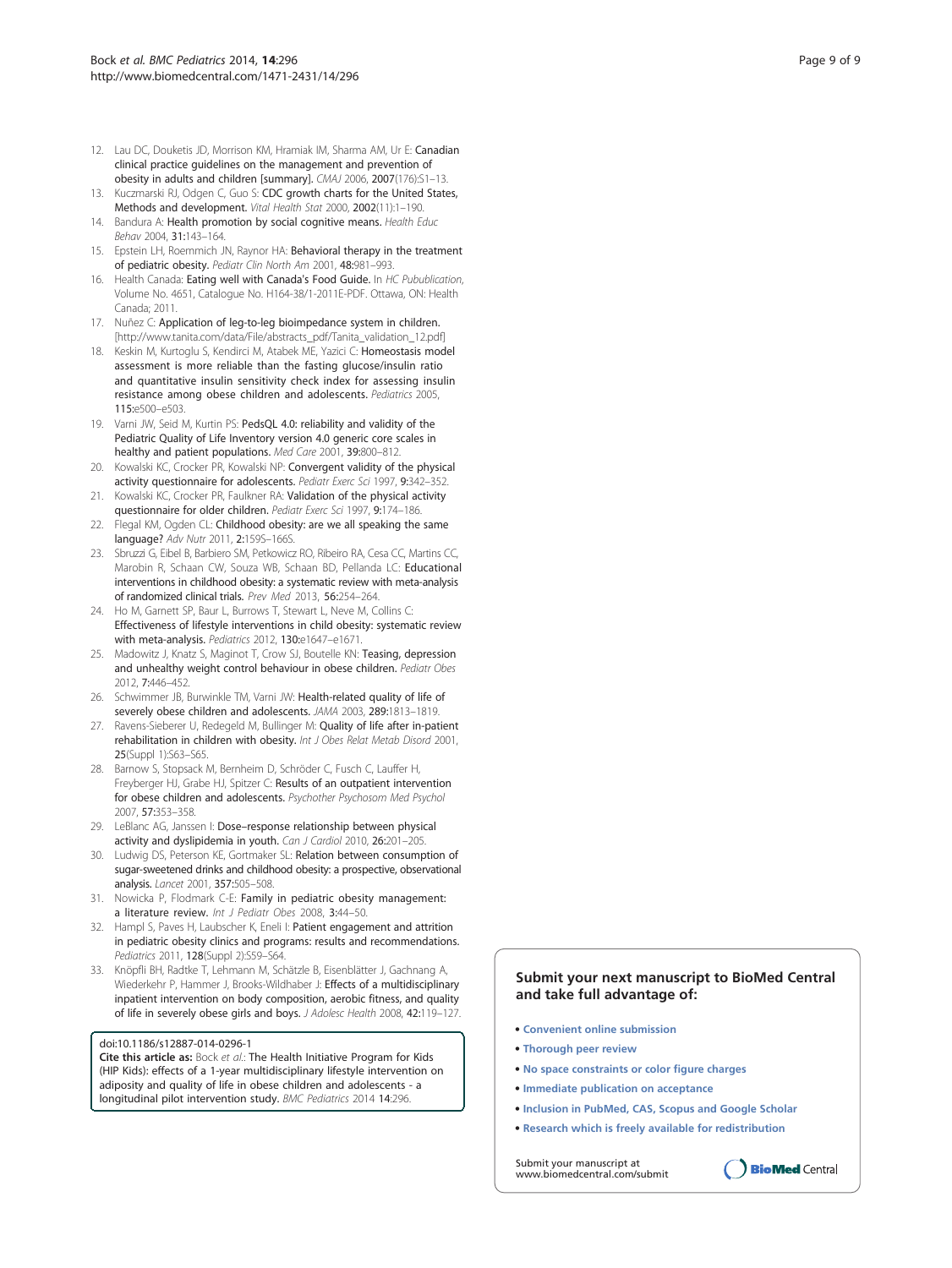12. Lau DC, Douketis JD, Morrison KM, Hramiak IM, Sharma AM, Ur E: Canadian clinical practice guidelines on the management and prevention of obesity in adults and children [summary]. *CMAJ* 2006, **2007**(176):S1–13.
13. Kuczmarski RJ, Odgen C, Guo S: CDC growth charts for the United States, Methods and development. *Vital Health Stat* 2000, **2002**(11):1–190.
14. Bandura A: Health promotion by social cognitive means. *Health Educ Behav* 2004, **31**:143–164.
15. Epstein LH, Roemmich JN, Raynor HA: Behavioral therapy in the treatment of pediatric obesity. *Pediatr Clin North Am* 2001, **48**:981–993.
16. Health Canada: Eating well with Canada's Food Guide. In *HC Pubublication*, Volume No. 4651, Catalogue No. H164-38/1-2011E-PDF. Ottawa, ON: Health Canada; 2011.
17. Nuñez C: Application of leg-to-leg bioimpedance system in children. [http://www.tanita.com/data/File/abstracts_pdf/Tanita_validation_12.pdf]
18. Keskin M, Kurtoglu S, Kendirci M, Atabek ME, Yazici C: Homeostasis model assessment is more reliable than the fasting glucose/insulin ratio and quantitative insulin sensitivity check index for assessing insulin resistance among obese children and adolescents. *Pediatrics* 2005, **115**:e500–e503.
19. Varni JW, Seid M, Kurtin PS: PedsQL 4.0: reliability and validity of the Pediatric Quality of Life Inventory version 4.0 generic core scales in healthy and patient populations. *Med Care* 2001, **39**:800–812.
20. Kowalski KC, Crocker PR, Kowalski NP: Convergent validity of the physical activity questionnaire for adolescents. *Pediatr Exerc Sci* 1997, **9**:342–352.
21. Kowalski KC, Crocker PR, Faulkner RA: Validation of the physical activity questionnaire for older children. *Pediatr Exerc Sci* 1997, **9**:174–186.
22. Flegal KM, Ogden CL: Childhood obesity: are we all speaking the same language? *Adv Nutr* 2011, **2**:159S–166S.
23. Sbruzzi G, Eibel B, Barbiero SM, Petkowicz RO, Ribeiro RA, Cesa CC, Martins CC, Marobin R, Schaan CW, Souza WB, Schaan BD, Pellanda LC: Educational interventions in childhood obesity: a systematic review with meta-analysis of randomized clinical trials. *Prev Med* 2013, **56**:254–264.
24. Ho M, Garnett SP, Baur L, Burrows T, Stewart L, Neve M, Collins C: Effectiveness of lifestyle interventions in child obesity: systematic review with meta-analysis. *Pediatrics* 2012, **130**:e1647–e1671.
25. Madowitz J, Knatz S, Maginot T, Crow SJ, Boutelle KN: Teasing, depression and unhealthy weight control behaviour in obese children. *Pediatr Obes* 2012, **7**:446–452.
26. Schwimmer JB, Burwinkle TM, Varni JW: Health-related quality of life of severely obese children and adolescents. *JAMA* 2003, **289**:1813–1819.
27. Ravens-Sieberer U, Redegeld M, Bullinger M: Quality of life after in-patient rehabilitation in children with obesity. *Int J Obes Relat Metab Disord* 2001, **25**(Suppl 1):S63–S65.
28. Barnow S, Stopsack M, Bernheim D, Schröder C, Fusch C, Lauffer H, Freyberger HJ, Grabe HJ, Spitzer C: Results of an outpatient intervention for obese children and adolescents. *Psychother Psychosom Med Psychol* 2007, **57**:353–358.
29. LeBlanc AG, Janssen I: Dose–response relationship between physical activity and dyslipidemia in youth. *Can J Cardiol* 2010, **26**:201–205.
30. Ludwig DS, Peterson KE, Gortmaker SL: Relation between consumption of sugar-sweetened drinks and childhood obesity: a prospective, observational analysis. *Lancet* 2001, **357**:505–508.
31. Nowicka P, Flodmark C-E: Family in pediatric obesity management: a literature review. *Int J Pediatr Obes* 2008, **3**:44–50.
32. Hampl S, Paves H, Laubscher K, Eneli I: Patient engagement and attrition in pediatric obesity clinics and programs: results and recommendations. *Pediatrics* 2011, **128**(Suppl 2):S59–S64.
33. Knöpfli BH, Radtke T, Lehmann M, Schätzle B, Eisenblätter J, Gachnang A, Wiederkehr P, Hammer J, Brooks-Wildhaber J: Effects of a multidisciplinary inpatient intervention on body composition, aerobic fitness, and quality of life in severely obese girls and boys. *J Adolesc Health* 2008, **42**:119–127.

doi:10.1186/s12887-014-0296-1

**Cite this article as:** Bock *et al.*: The Health Initiative Program for Kids (HIP Kids): effects of a 1-year multidisciplinary lifestyle intervention on adiposity and quality of life in obese children and adolescents - a longitudinal pilot intervention study. *BMC Pediatrics* 2014 **14**:296.

**Submit your next manuscript to BioMed Central and take full advantage of:**

- Convenient online submission
- Thorough peer review
- No space constraints or color figure charges
- Immediate publication on acceptance
- Inclusion in PubMed, CAS, Scopus and Google Scholar
- Research which is freely available for redistribution

Submit your manuscript at www.biomedcentral.com/submit

BioMed Central